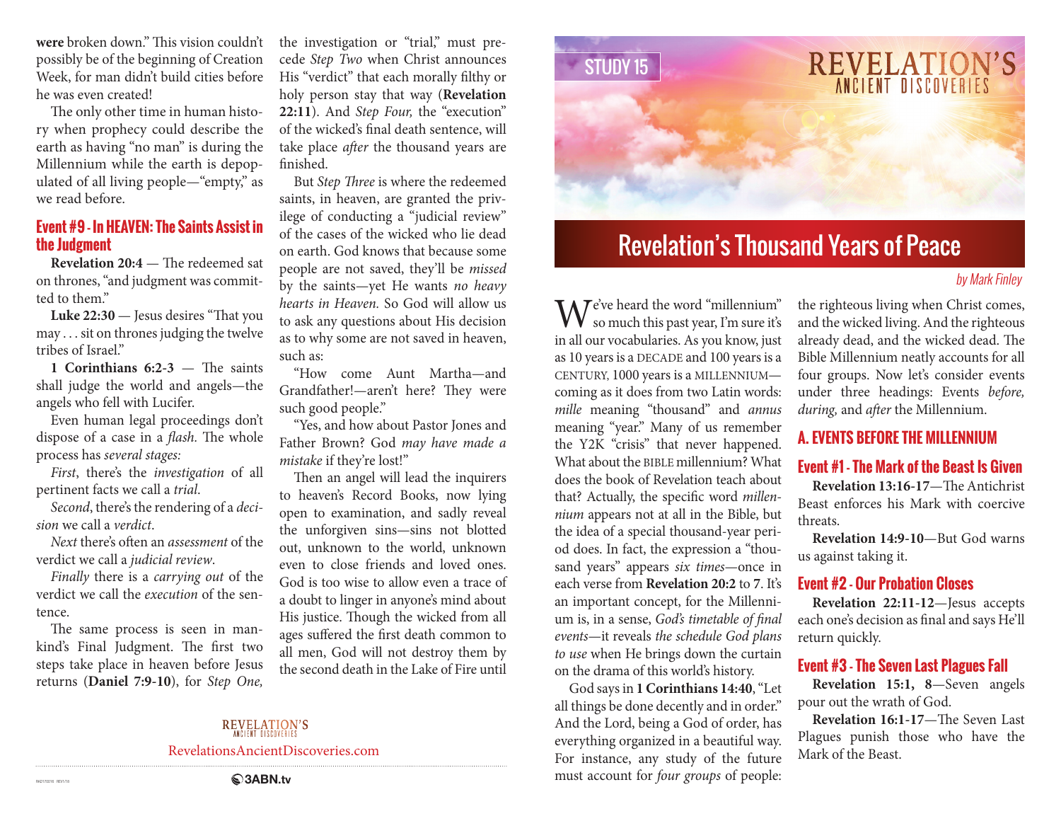**were** broken down." This vision couldn't possibly be of the beginning of Creation Week, for man didn't build cities before he was even created!

The only other time in human history when prophecy could describe the earth as having "no man" is during the Millennium while the earth is depopulated of all living people—"empty," as we read before.

### Event #9 - In HEAVEN: The Saints Assist in the Judgment

**Revelation 20:4** — The redeemed sat on thrones, "and judgment was committed to them."

**Luke 22:30** — Jesus desires "That you may . . . sit on thrones judging the twelve tribes of Israel."

**1 Corinthians 6:2-3** — The saints shall judge the world and angels—the angels who fell with Lucifer.

Even human legal proceedings don't dispose of a case in a *flash*. The whole process has *several stages:*

*First*, there's the *investigation* of all pertinent facts we call a *trial*.

*Second*, there's the rendering of a *decision* we call a *verdict*.

*Next* there's often an *assessment* of the verdict we call a *judicial review*.

*Finally* there is a *carrying out* of the verdict we call the *execution* of the sentence.

The same process is seen in mankind's Final Judgment. The first two steps take place in heaven before Jesus returns (**Daniel 7:9-10**), for *Step One,* the investigation or "trial," must precede *Step Two* when Christ announces His "verdict" that each morally filthy or holy person stay that way (**Revelation 22:11**). And *Step Four,* the "execution" of the wicked's final death sentence, will take place *after* the thousand years are finished.

But *Step Three* is where the redeemed saints, in heaven, are granted the privilege of conducting a "judicial review" of the cases of the wicked who lie dead on earth. God knows that because some people are not saved, they'll be *missed* by the saints—yet He wants *no heavy hearts in Heaven.* So God will allow us to ask any questions about His decision as to why some are not saved in heaven, such as:

"How come Aunt Martha—and Grandfather!—aren't here? They were such good people."

"Yes, and how about Pastor Jones and Father Brown? God *may have made a mistake* if they're lost!"

Then an angel will lead the inquirers to heaven's Record Books, now lying open to examination, and sadly reveal the unforgiven sins—sins not blotted out, unknown to the world, unknown even to close friends and loved ones. God is too wise to allow even a trace of a doubt to linger in anyone's mind about His justice. Though the wicked from all ages suffered the first death common to all men, God will not destroy them by the second death in the Lake of Fire until

STUDY 15

REVELATION'S ANCIENT DISCOVERIES

# Revelation's Thousand Years of Peace

*by Mark Finley*

We've heard the word "millennium" so much this past year, I'm sure it's in all our vocabularies. As you know, just as 10 years is a DECADE and 100 years is a CENTURY, 1000 years is a MILLENNIUM—coming as it does from two Latin words: *mille* meaning "thousand" and *annus* meaning "year." Many of us remember the Y2K "crisis" that never happened. What about the BIBLE millennium? What does the book of Revelation teach about that? Actually, the specific word *millennium* appears not at all in the Bible, but the idea of a special thousand-year period does. In fact, the expression a "thousand years" appears *six times*—once in each verse from **Revelation 20:2** to **7**. It's an important concept, for the Millennium is, in a sense, *God's timetable of final events*—it reveals *the schedule God plans to use* when He brings down the curtain on the drama of this world's history.

God says in **1 Corinthians 14:40**, "Let all things be done decently and in order." And the Lord, being a God of order, has everything organized in a beautiful way. For instance, any study of the future must account for *four groups* of people: the righteous living when Christ comes, and the wicked living. And the righteous already dead, and the wicked dead. The Bible Millennium neatly accounts for all four groups. Now let's consider events under three headings: Events *before, during,* and *after* the Millennium.

## A. EVENTS BEFORE THE MILLENNIUM

### Event #1 - The Mark of the Beast Is Given

**Revelation 13:16-17**—The Antichrist Beast enforces his Mark with coercive threats.

**Revelation 14:9-10**—But God warns us against taking it.

### Event #2 - Our Probation Closes

**Revelation 22:11-12**—Jesus accepts each one's decision as final and says He'll return quickly.

### Event #3 - The Seven Last Plagues Fall

**Revelation 15:1, 8**—Seven angels pour out the wrath of God.

**Revelation 16:1-17**—The Seven Last Plagues punish those who have the Mark of the Beast.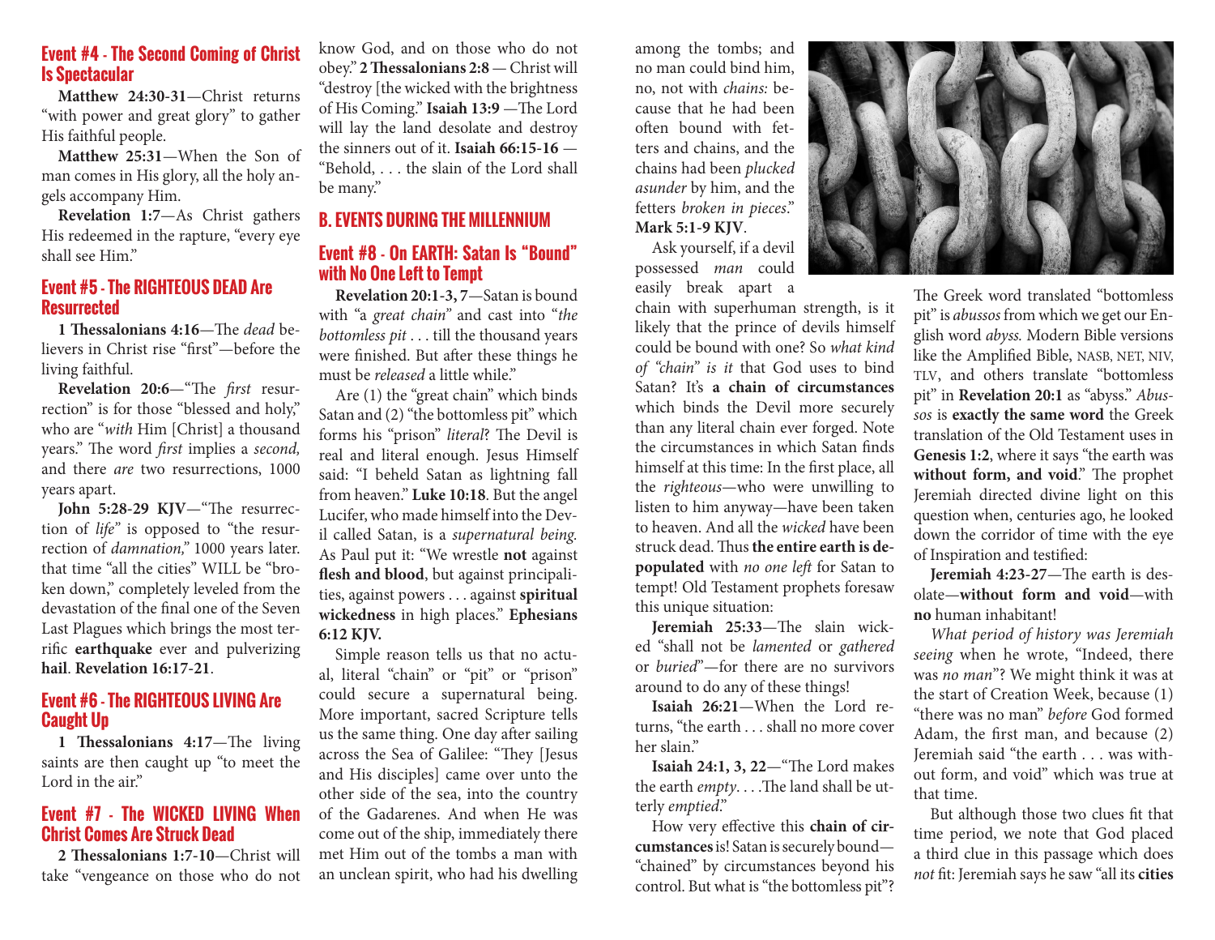### Event #4 - The Second Coming of Christ Is Spectacular

**Matthew 24:30-31**—Christ returns "with power and great glory" to gather His faithful people.

**Matthew 25:31**—When the Son of man comes in His glory, all the holy angels accompany Him.

**Revelation 1:7**—As Christ gathers His redeemed in the rapture, "every eye shall see Him."

### Event #5 - The RIGHTEOUS DEAD Are Resurrected

**1 Thessalonians 4:16**—The *dead* believers in Christ rise "first"—before the living faithful.

**Revelation 20:6**—"The *first* resurrection" is for those "blessed and holy," who are "*with* Him [Christ] a thousand years." The word *first* implies a *second,* and there *are* two resurrections, 1000 years apart.

**John 5:28-29 KJV**—"The resurrection of *life*" is opposed to "the resurrection of *damnation,*" 1000 years later. that time "all the cities" WILL be "broken down," completely leveled from the devastation of the final one of the Seven Last Plagues which brings the most terrific **earthquake** ever and pulverizing **hail**. **Revelation 16:17-21**.

### Event #6 - The RIGHTEOUS LIVING Are Caught Up

**1 Thessalonians 4:17**—The living saints are then caught up "to meet the Lord in the air."

### Event #7 - The WICKED LIVING When Christ Comes Are Struck Dead

**2 Thessalonians 1:7-10**—Christ will take "vengeance on those who do not know God, and on those who do not obey." **2 Thessalonians 2:8** — Christ will "destroy [the wicked with the brightness of His Coming." **Isaiah 13:9** —The Lord will lay the land desolate and destroy the sinners out of it. **Isaiah 66:15-16** — "Behold, . . . the slain of the Lord shall be many."

## B. EVENTS DURING THE MILLENNIUM

### Event #8 - On EARTH: Satan Is "Bound" with No One Left to Tempt

**Revelation 20:1-3, 7**—Satan is bound with "a *great chain*" and cast into "*the bottomless pit* . . . till the thousand years were finished. But after these things he must be *released* a little while."

Are (1) the "great chain" which binds Satan and (2) "the bottomless pit" which forms his "prison" *literal*? The Devil is real and literal enough. Jesus Himself said: "I beheld Satan as lightning fall from heaven." **Luke 10:18**. But the angel Lucifer, who made himself into the Devil called Satan, is a *supernatural being.* As Paul put it: "We wrestle **not** against **flesh and blood**, but against principalities, against powers . . . against **spiritual wickedness** in high places." **Ephesians 6:12 KJV.**

Simple reason tells us that no actual, literal "chain" or "pit" or "prison" could secure a supernatural being. More important, sacred Scripture tells us the same thing. One day after sailing across the Sea of Galilee: "They [Jesus and His disciples] came over unto the other side of the sea, into the country of the Gadarenes. And when He was come out of the ship, immediately there met Him out of the tombs a man with an unclean spirit, who had his dwelling among the tombs; and no man could bind him, no, not with *chains:* because that he had been often bound with fetters and chains, and the chains had been *plucked asunder* by him, and the fetters *broken in pieces*." **Mark 5:1-9 KJV**.

Ask yourself, if a devil possessed *man* could easily break apart a chain with superhuman strength, is it likely that the prince of devils himself could be bound with one? So *what kind of "chain" is it* that God uses to bind Satan? It's **a chain of circumstances** which binds the Devil more securely than any literal chain ever forged. Note the circumstances in which Satan finds himself at this time: In the first place, all the *righteous*—who were unwilling to listen to him anyway—have been taken to heaven. And all the *wicked* have been struck dead. Thus **the entire earth is depopulated** with *no one left* for Satan to tempt! Old Testament prophets foresaw this unique situation:

**Jeremiah 25:33**—The slain wicked "shall not be *lamented* or *gathered* or *buried*"—for there are no survivors around to do any of these things!

**Isaiah 26:21**—When the Lord returns, "the earth . . . shall no more cover her slain."

**Isaiah 24:1, 3, 22**—"The Lord makes the earth *empty*. . . .The land shall be utterly *emptied*."

How very effective this **chain of circumstances** is! Satan is securely bound—"chained" by circumstances beyond his control. But what is "the bottomless pit"? The Greek word translated "bottomless pit" is *abussos* from which we get our English word *abyss.* Modern Bible versions like the Amplified Bible, NASB, NET, NIV, TLV, and others translate "bottomless pit" in **Revelation 20:1** as "abyss." *Abussos* is **exactly the same word** the Greek translation of the Old Testament uses in **Genesis 1:2**, where it says "the earth was **without form, and void**." The prophet Jeremiah directed divine light on this question when, centuries ago, he looked down the corridor of time with the eye of Inspiration and testified:

**Jeremiah 4:23-27**—The earth is desolate—**without form and void**—with **no** human inhabitant!

*What period of history was Jeremiah seeing* when he wrote, "Indeed, there was *no man*"? We might think it was at the start of Creation Week, because (1) "there was no man" *before* God formed Adam, the first man, and because (2) Jeremiah said "the earth . . . was without form, and void" which was true at that time.

But although those two clues fit that time period, we note that God placed a third clue in this passage which does *not* fit: Jeremiah says he saw "all its **cities**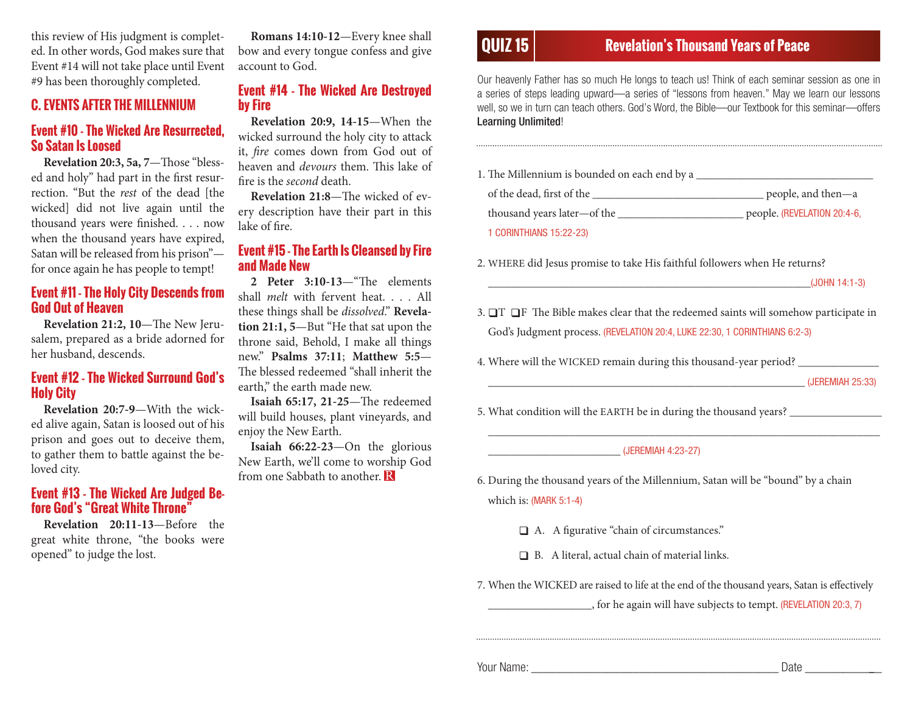this review of His judgment is completed. In other words, God makes sure that Event #14 will not take place until Event #9 has been thoroughly completed.

## C. EVENTS AFTER THE MILLENNIUM

### Event #10 - The Wicked Are Resurrected, So Satan Is Loosed

**Revelation 20:3, 5a, 7**—Those "blessed and holy" had part in the first resurrection. "But the *rest* of the dead [the wicked] did not live again until the thousand years were finished. . . . now when the thousand years have expired, Satan will be released from his prison"—for once again he has people to tempt!

### Event #11 - The Holy City Descends from God Out of Heaven

**Revelation 21:2, 10**—The New Jerusalem, prepared as a bride adorned for her husband, descends.

### Event #12 - The Wicked Surround God's Holy City

**Revelation 20:7-9**—With the wicked alive again, Satan is loosed out of his prison and goes out to deceive them, to gather them to battle against the beloved city.

### Event #13 - The Wicked Are Judged Before God's "Great White Throne"

**Revelation 20:11-13**—Before the great white throne, "the books were opened" to judge the lost.

**Romans 14:10-12**—Every knee shall bow and every tongue confess and give account to God.

### Event #14 - The Wicked Are Destroyed by Fire

**Revelation 20:9, 14-15**—When the wicked surround the holy city to attack it, *fire* comes down from God out of heaven and *devours* them. This lake of fire is the *second* death.

**Revelation 21:8**—The wicked of every description have their part in this lake of fire.

### Event #15 - The Earth Is Cleansed by Fire and Made New

**2 Peter 3:10-13**—"The elements shall *melt* with fervent heat. . . . All these things shall be *dissolved*." **Revelation 21:1, 5**—But "He that sat upon the throne said, Behold, I make all things new." **Psalms 37:11**; **Matthew 5:5**—The blessed redeemed "shall inherit the earth," the earth made new.

**Isaiah 65:17, 21-25**—The redeemed will build houses, plant vineyards, and enjoy the New Earth.

**Isaiah 66:22-23**—On the glorious New Earth, we'll come to worship God from one Sabbath to another.

## QUIZ 15 — Revelation's Thousand Years of Peace

Our heavenly Father has so much He longs to teach us! Think of each seminar session as one in a series of steps leading upward—a series of "lessons from heaven." May we learn our lessons well, so we in turn can teach others. God's Word, the Bible—our Textbook for this seminar—offers **Learning Unlimited**!

1. The Millennium is bounded on each end by a ______________________________ of the dead, first of the ______________________________ people, and then—a thousand years later—of the ______________________ people. (REVELATION 20:4-6, 1 CORINTHIANS 15:22-23)

2. WHERE did Jesus promise to take His faithful followers when He returns? ______________________________________________________________(JOHN 14:1-3)

3. ❑T ❑F The Bible makes clear that the redeemed saints will somehow participate in God's Judgment process. (REVELATION 20:4, LUKE 22:30, 1 CORINTHIANS 6:2-3)

4. Where will the WICKED remain during this thousand-year period? ______________ ____________________________________________________________ (JEREMIAH 25:33)

5. What condition will the EARTH be in during the thousand years? ________________ __________________________________________________________________________ ________________________ (JEREMIAH 4:23-27)

6. During the thousand years of the Millennium, Satan will be "bound" by a chain which is: (MARK 5:1-4)
   - ❑ A. A figurative "chain of circumstances."
   - ❑ B. A literal, actual chain of material links.

7. When the WICKED are raised to life at the end of the thousand years, Satan is effectively __________________, for he again will have subjects to tempt. (REVELATION 20:3, 7)

Your Name: __________________________________________ Date ______________